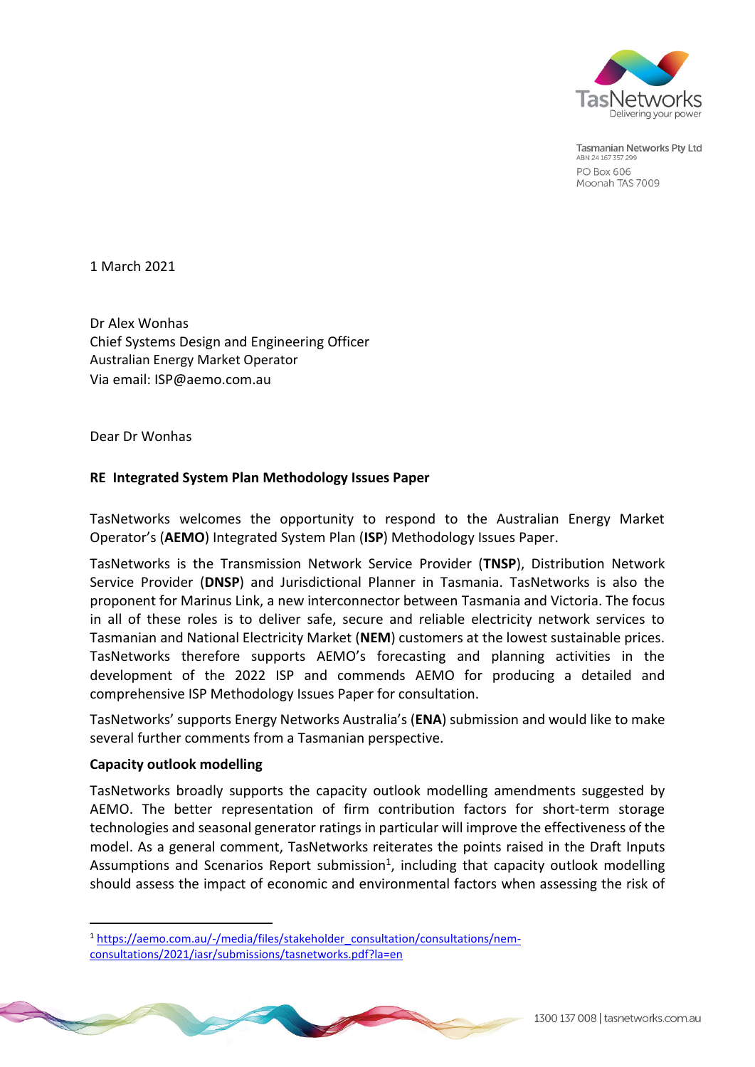Tasmanian Networks Pty Ltd
ABN 24 167 357 299
PO Box 606
Moonah TAS 7009

1 March 2021

Dr Alex Wonhas
Chief Systems Design and Engineering Officer
Australian Energy Market Operator
Via email: ISP@aemo.com.au

Dear Dr Wonhas

**RE Integrated System Plan Methodology Issues Paper**

TasNetworks welcomes the opportunity to respond to the Australian Energy Market Operator's (**AEMO**) Integrated System Plan (**ISP**) Methodology Issues Paper.

TasNetworks is the Transmission Network Service Provider (**TNSP**), Distribution Network Service Provider (**DNSP**) and Jurisdictional Planner in Tasmania. TasNetworks is also the proponent for Marinus Link, a new interconnector between Tasmania and Victoria. The focus in all of these roles is to deliver safe, secure and reliable electricity network services to Tasmanian and National Electricity Market (**NEM**) customers at the lowest sustainable prices. TasNetworks therefore supports AEMO's forecasting and planning activities in the development of the 2022 ISP and commends AEMO for producing a detailed and comprehensive ISP Methodology Issues Paper for consultation.

TasNetworks' supports Energy Networks Australia's (**ENA**) submission and would like to make several further comments from a Tasmanian perspective.

**Capacity outlook modelling**

TasNetworks broadly supports the capacity outlook modelling amendments suggested by AEMO. The better representation of firm contribution factors for short-term storage technologies and seasonal generator ratings in particular will improve the effectiveness of the model. As a general comment, TasNetworks reiterates the points raised in the Draft Inputs Assumptions and Scenarios Report submission[1], including that capacity outlook modelling should assess the impact of economic and environmental factors when assessing the risk of

[1] https://aemo.com.au/-/media/files/stakeholder_consultation/consultations/nem-consultations/2021/iasr/submissions/tasnetworks.pdf?la=en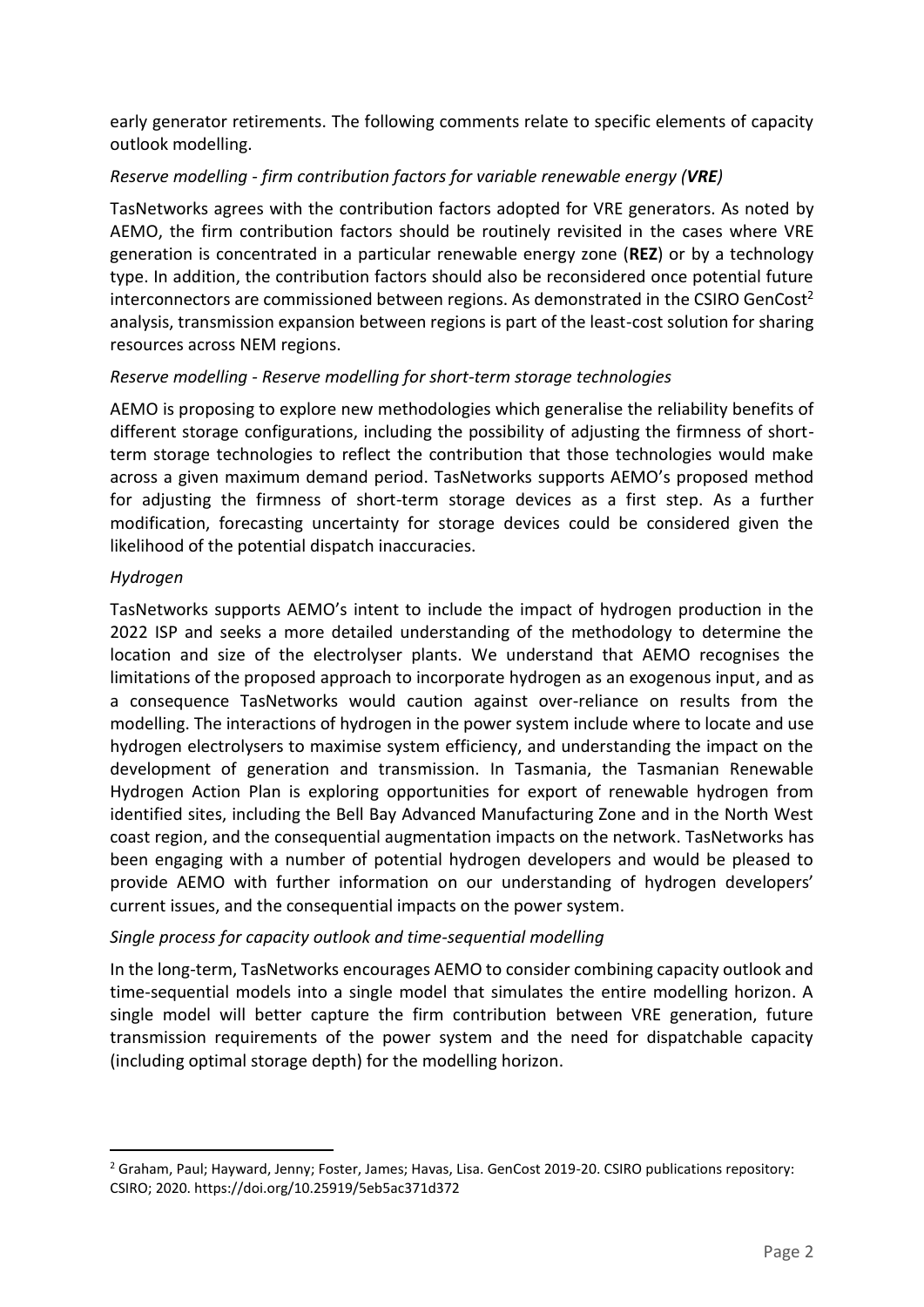early generator retirements. The following comments relate to specific elements of capacity outlook modelling.

*Reserve modelling - firm contribution factors for variable renewable energy (**VRE**)*

TasNetworks agrees with the contribution factors adopted for VRE generators. As noted by AEMO, the firm contribution factors should be routinely revisited in the cases where VRE generation is concentrated in a particular renewable energy zone (**REZ**) or by a technology type. In addition, the contribution factors should also be reconsidered once potential future interconnectors are commissioned between regions. As demonstrated in the CSIRO GenCost[2] analysis, transmission expansion between regions is part of the least-cost solution for sharing resources across NEM regions.

*Reserve modelling - Reserve modelling for short-term storage technologies*

AEMO is proposing to explore new methodologies which generalise the reliability benefits of different storage configurations, including the possibility of adjusting the firmness of short-term storage technologies to reflect the contribution that those technologies would make across a given maximum demand period. TasNetworks supports AEMO's proposed method for adjusting the firmness of short-term storage devices as a first step. As a further modification, forecasting uncertainty for storage devices could be considered given the likelihood of the potential dispatch inaccuracies.

*Hydrogen*

TasNetworks supports AEMO's intent to include the impact of hydrogen production in the 2022 ISP and seeks a more detailed understanding of the methodology to determine the location and size of the electrolyser plants. We understand that AEMO recognises the limitations of the proposed approach to incorporate hydrogen as an exogenous input, and as a consequence TasNetworks would caution against over-reliance on results from the modelling. The interactions of hydrogen in the power system include where to locate and use hydrogen electrolysers to maximise system efficiency, and understanding the impact on the development of generation and transmission. In Tasmania, the Tasmanian Renewable Hydrogen Action Plan is exploring opportunities for export of renewable hydrogen from identified sites, including the Bell Bay Advanced Manufacturing Zone and in the North West coast region, and the consequential augmentation impacts on the network. TasNetworks has been engaging with a number of potential hydrogen developers and would be pleased to provide AEMO with further information on our understanding of hydrogen developers' current issues, and the consequential impacts on the power system.

*Single process for capacity outlook and time-sequential modelling*

In the long-term, TasNetworks encourages AEMO to consider combining capacity outlook and time-sequential models into a single model that simulates the entire modelling horizon. A single model will better capture the firm contribution between VRE generation, future transmission requirements of the power system and the need for dispatchable capacity (including optimal storage depth) for the modelling horizon.

---

[2] Graham, Paul; Hayward, Jenny; Foster, James; Havas, Lisa. GenCost 2019-20. CSIRO publications repository: CSIRO; 2020. https://doi.org/10.25919/5eb5ac371d372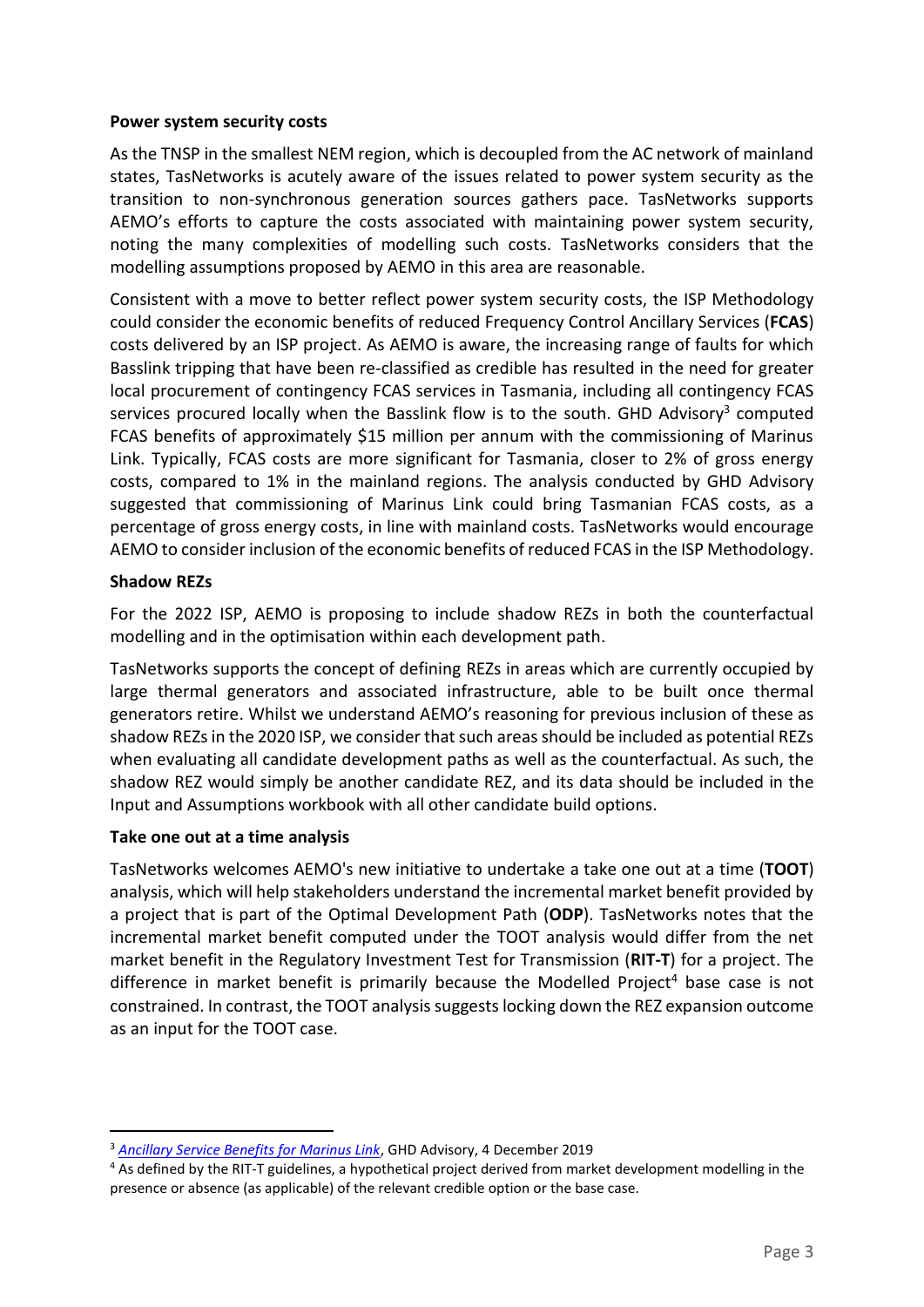**Power system security costs**

As the TNSP in the smallest NEM region, which is decoupled from the AC network of mainland states, TasNetworks is acutely aware of the issues related to power system security as the transition to non-synchronous generation sources gathers pace. TasNetworks supports AEMO's efforts to capture the costs associated with maintaining power system security, noting the many complexities of modelling such costs. TasNetworks considers that the modelling assumptions proposed by AEMO in this area are reasonable.

Consistent with a move to better reflect power system security costs, the ISP Methodology could consider the economic benefits of reduced Frequency Control Ancillary Services (**FCAS**) costs delivered by an ISP project. As AEMO is aware, the increasing range of faults for which Basslink tripping that have been re-classified as credible has resulted in the need for greater local procurement of contingency FCAS services in Tasmania, including all contingency FCAS services procured locally when the Basslink flow is to the south. GHD Advisory[3] computed FCAS benefits of approximately $15 million per annum with the commissioning of Marinus Link. Typically, FCAS costs are more significant for Tasmania, closer to 2% of gross energy costs, compared to 1% in the mainland regions. The analysis conducted by GHD Advisory suggested that commissioning of Marinus Link could bring Tasmanian FCAS costs, as a percentage of gross energy costs, in line with mainland costs. TasNetworks would encourage AEMO to consider inclusion of the economic benefits of reduced FCAS in the ISP Methodology.

**Shadow REZs**

For the 2022 ISP, AEMO is proposing to include shadow REZs in both the counterfactual modelling and in the optimisation within each development path.

TasNetworks supports the concept of defining REZs in areas which are currently occupied by large thermal generators and associated infrastructure, able to be built once thermal generators retire. Whilst we understand AEMO's reasoning for previous inclusion of these as shadow REZs in the 2020 ISP, we consider that such areas should be included as potential REZs when evaluating all candidate development paths as well as the counterfactual. As such, the shadow REZ would simply be another candidate REZ, and its data should be included in the Input and Assumptions workbook with all other candidate build options.

**Take one out at a time analysis**

TasNetworks welcomes AEMO's new initiative to undertake a take one out at a time (**TOOT**) analysis, which will help stakeholders understand the incremental market benefit provided by a project that is part of the Optimal Development Path (**ODP**). TasNetworks notes that the incremental market benefit computed under the TOOT analysis would differ from the net market benefit in the Regulatory Investment Test for Transmission (**RIT-T**) for a project. The difference in market benefit is primarily because the Modelled Project[4] base case is not constrained. In contrast, the TOOT analysis suggests locking down the REZ expansion outcome as an input for the TOOT case.

---

[3] *Ancillary Service Benefits for Marinus Link*, GHD Advisory, 4 December 2019

[4] As defined by the RIT-T guidelines, a hypothetical project derived from market development modelling in the presence or absence (as applicable) of the relevant credible option or the base case.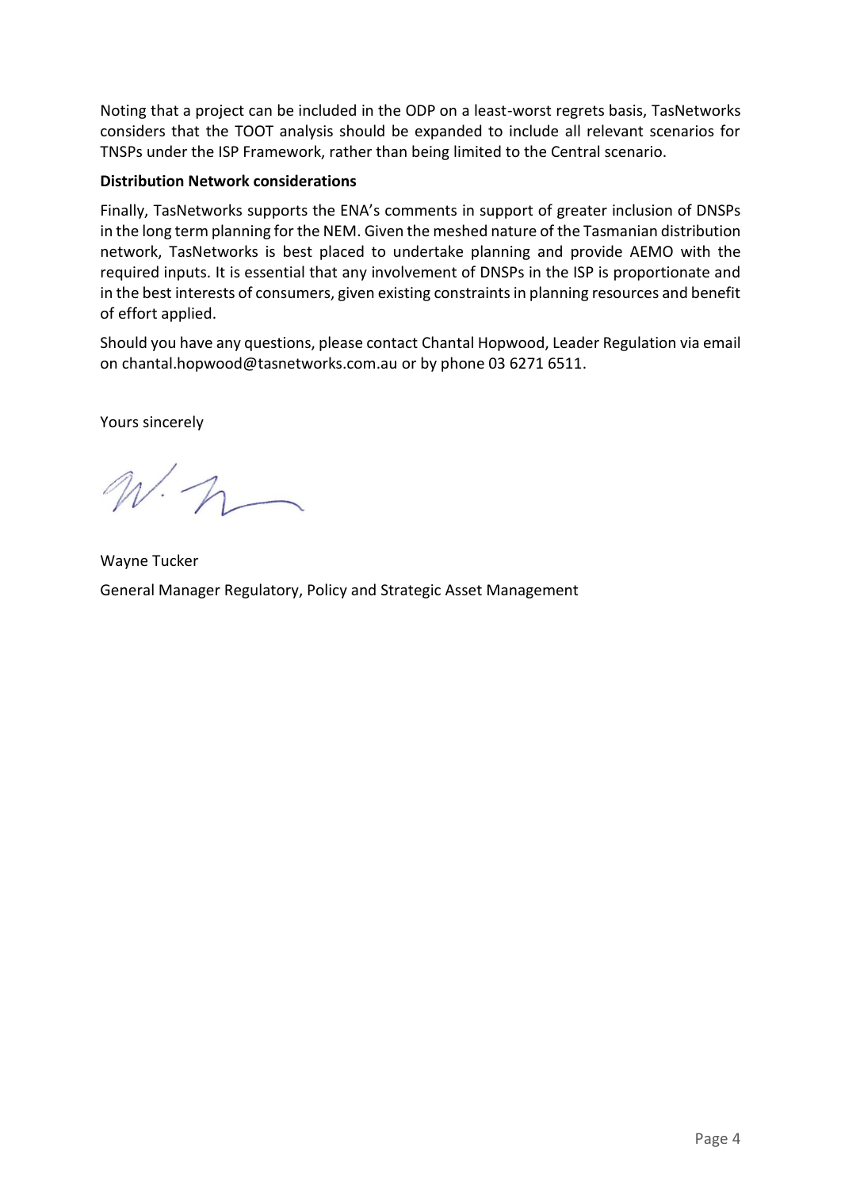Noting that a project can be included in the ODP on a least-worst regrets basis, TasNetworks considers that the TOOT analysis should be expanded to include all relevant scenarios for TNSPs under the ISP Framework, rather than being limited to the Central scenario.

**Distribution Network considerations**

Finally, TasNetworks supports the ENA's comments in support of greater inclusion of DNSPs in the long term planning for the NEM. Given the meshed nature of the Tasmanian distribution network, TasNetworks is best placed to undertake planning and provide AEMO with the required inputs. It is essential that any involvement of DNSPs in the ISP is proportionate and in the best interests of consumers, given existing constraints in planning resources and benefit of effort applied.

Should you have any questions, please contact Chantal Hopwood, Leader Regulation via email on chantal.hopwood@tasnetworks.com.au or by phone 03 6271 6511.

Yours sincerely

Wayne Tucker

General Manager Regulatory, Policy and Strategic Asset Management